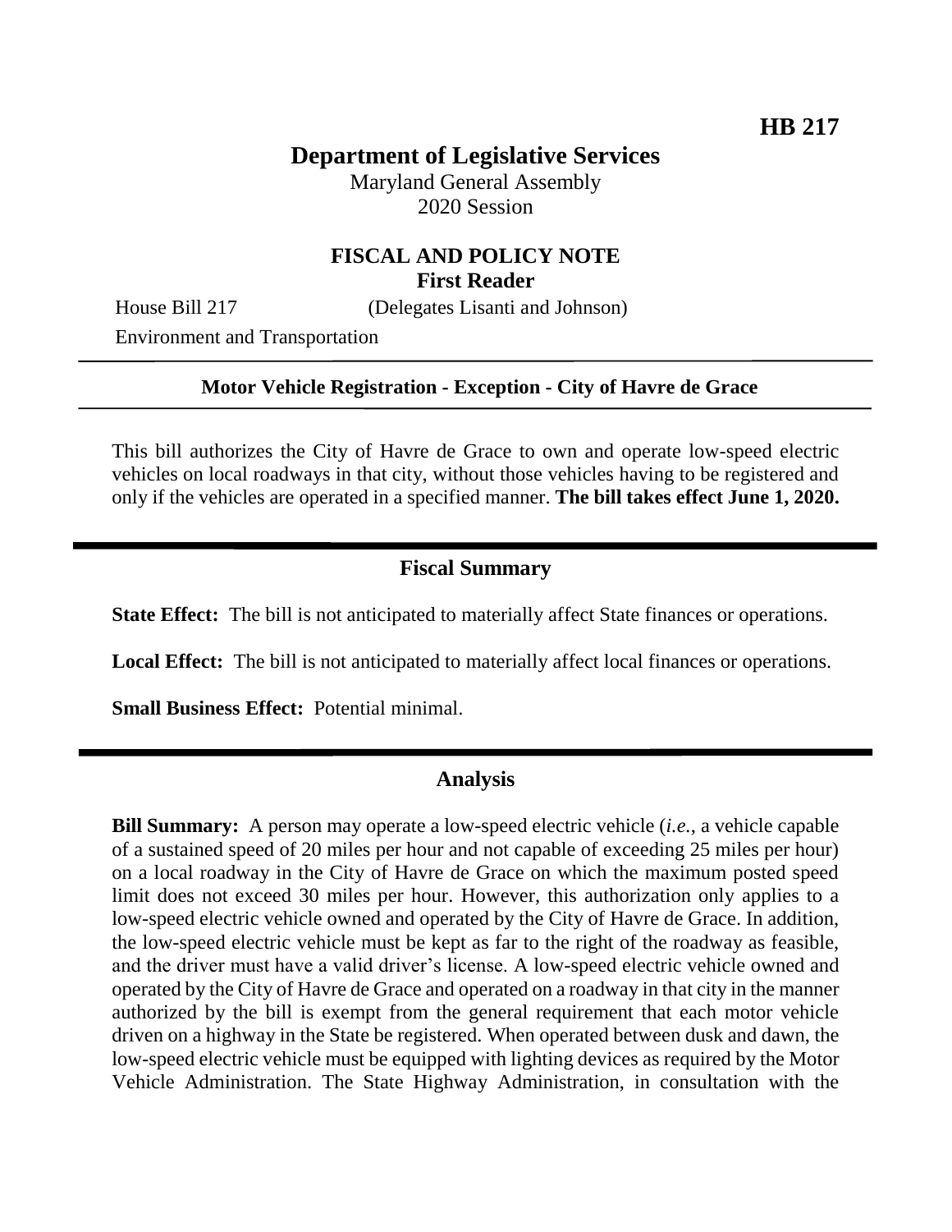**HB 217**

# Department of Legislative Services

Maryland General Assembly
2020 Session

## FISCAL AND POLICY NOTE
**First Reader**

House Bill 217 (Delegates Lisanti and Johnson)

Environment and Transportation

---

**Motor Vehicle Registration - Exception - City of Havre de Grace**

---

This bill authorizes the City of Havre de Grace to own and operate low-speed electric vehicles on local roadways in that city, without those vehicles having to be registered and only if the vehicles are operated in a specified manner. **The bill takes effect June 1, 2020.**

---

## Fiscal Summary

**State Effect:** The bill is not anticipated to materially affect State finances or operations.

**Local Effect:** The bill is not anticipated to materially affect local finances or operations.

**Small Business Effect:** Potential minimal.

---

## Analysis

**Bill Summary:** A person may operate a low-speed electric vehicle (*i.e.*, a vehicle capable of a sustained speed of 20 miles per hour and not capable of exceeding 25 miles per hour) on a local roadway in the City of Havre de Grace on which the maximum posted speed limit does not exceed 30 miles per hour. However, this authorization only applies to a low-speed electric vehicle owned and operated by the City of Havre de Grace. In addition, the low-speed electric vehicle must be kept as far to the right of the roadway as feasible, and the driver must have a valid driver's license. A low-speed electric vehicle owned and operated by the City of Havre de Grace and operated on a roadway in that city in the manner authorized by the bill is exempt from the general requirement that each motor vehicle driven on a highway in the State be registered. When operated between dusk and dawn, the low-speed electric vehicle must be equipped with lighting devices as required by the Motor Vehicle Administration. The State Highway Administration, in consultation with the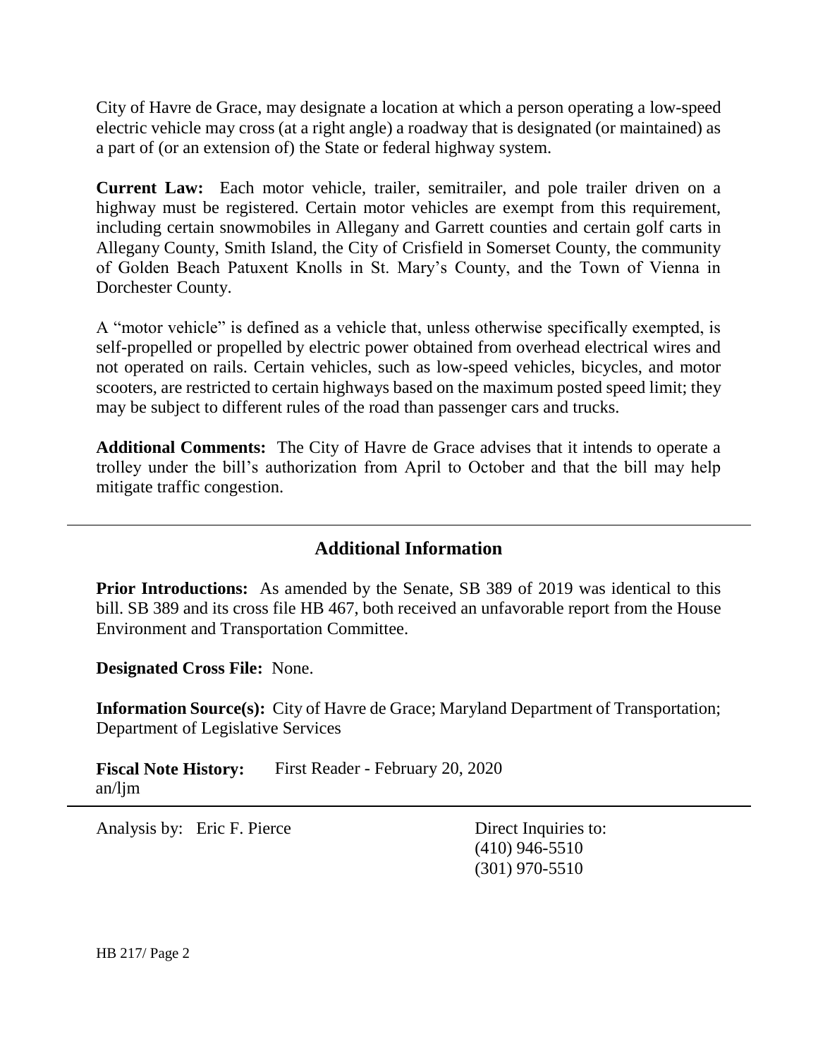City of Havre de Grace, may designate a location at which a person operating a low-speed electric vehicle may cross (at a right angle) a roadway that is designated (or maintained) as a part of (or an extension of) the State or federal highway system.

**Current Law:** Each motor vehicle, trailer, semitrailer, and pole trailer driven on a highway must be registered. Certain motor vehicles are exempt from this requirement, including certain snowmobiles in Allegany and Garrett counties and certain golf carts in Allegany County, Smith Island, the City of Crisfield in Somerset County, the community of Golden Beach Patuxent Knolls in St. Mary's County, and the Town of Vienna in Dorchester County.

A "motor vehicle" is defined as a vehicle that, unless otherwise specifically exempted, is self-propelled or propelled by electric power obtained from overhead electrical wires and not operated on rails. Certain vehicles, such as low-speed vehicles, bicycles, and motor scooters, are restricted to certain highways based on the maximum posted speed limit; they may be subject to different rules of the road than passenger cars and trucks.

**Additional Comments:** The City of Havre de Grace advises that it intends to operate a trolley under the bill's authorization from April to October and that the bill may help mitigate traffic congestion.

---

## Additional Information

**Prior Introductions:** As amended by the Senate, SB 389 of 2019 was identical to this bill. SB 389 and its cross file HB 467, both received an unfavorable report from the House Environment and Transportation Committee.

**Designated Cross File:** None.

**Information Source(s):** City of Havre de Grace; Maryland Department of Transportation; Department of Legislative Services

**Fiscal Note History:** First Reader - February 20, 2020
an/ljm

---

Analysis by: Eric F. Pierce

Direct Inquiries to:
(410) 946-5510
(301) 970-5510